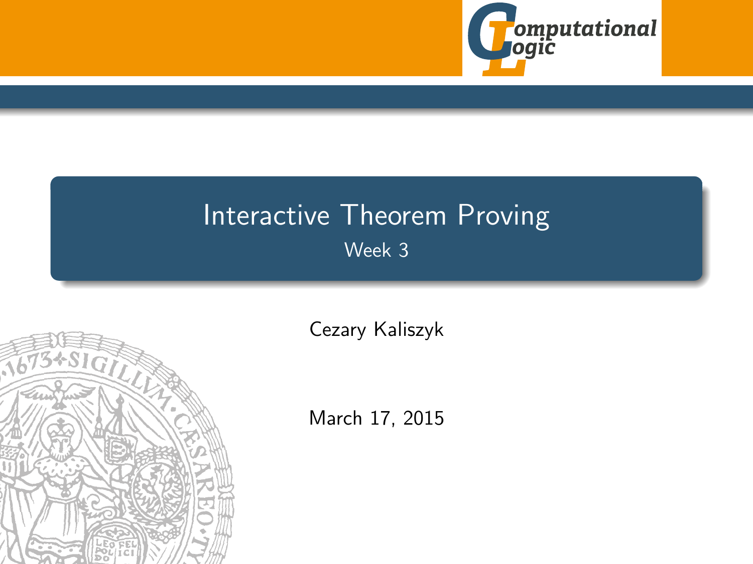# Interactive Theorem Proving

Week 3

Cezary Kaliszyk

March 17, 2015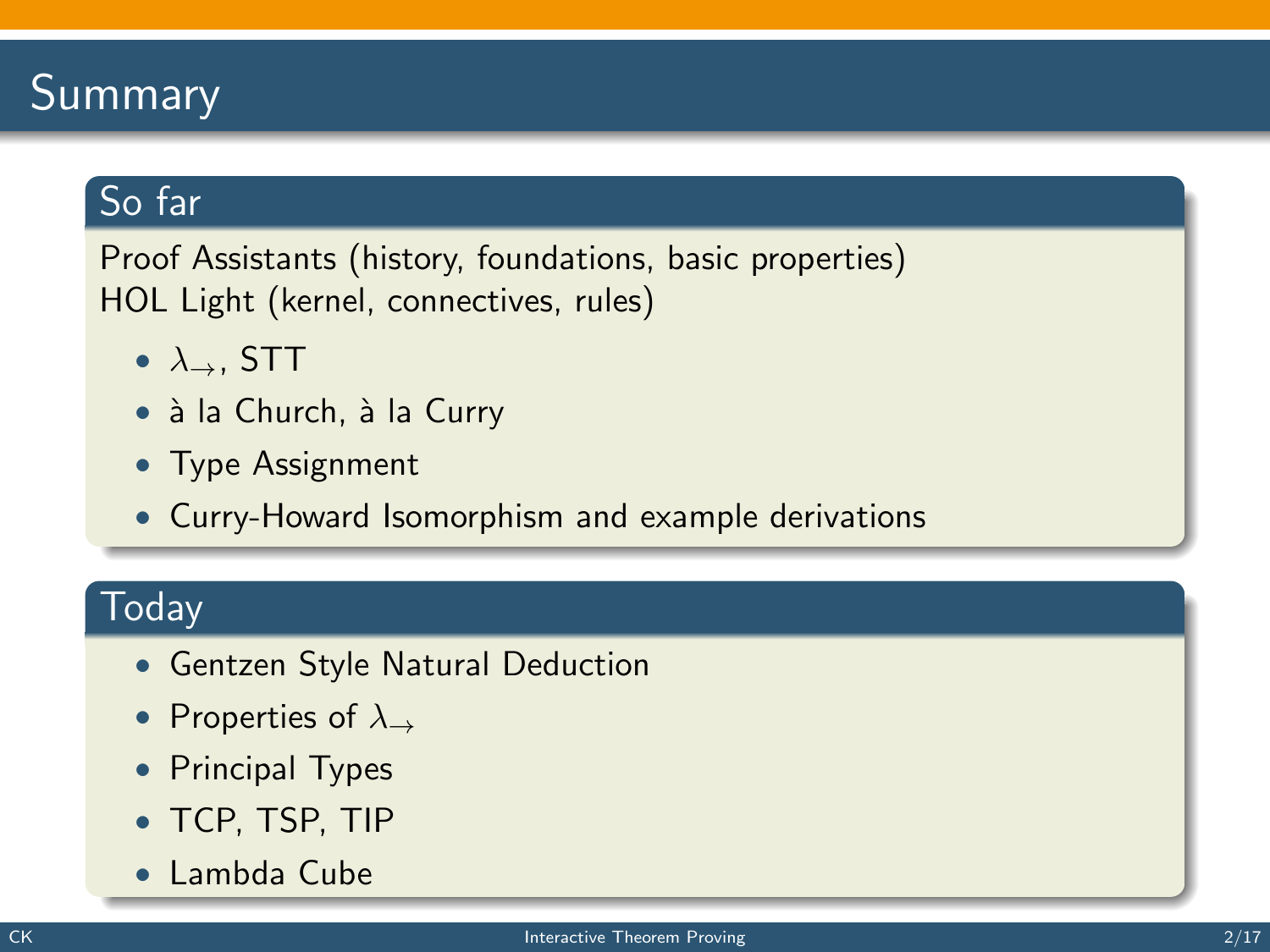# Summary

## So far

Proof Assistants (history, foundations, basic properties)
HOL Light (kernel, connectives, rules)

- $\lambda_{\rightarrow}$, STT
- à la Church, à la Curry
- Type Assignment
- Curry-Howard Isomorphism and example derivations

## Today

- Gentzen Style Natural Deduction
- Properties of $\lambda_{\rightarrow}$
- Principal Types
- TCP, TSP, TIP
- Lambda Cube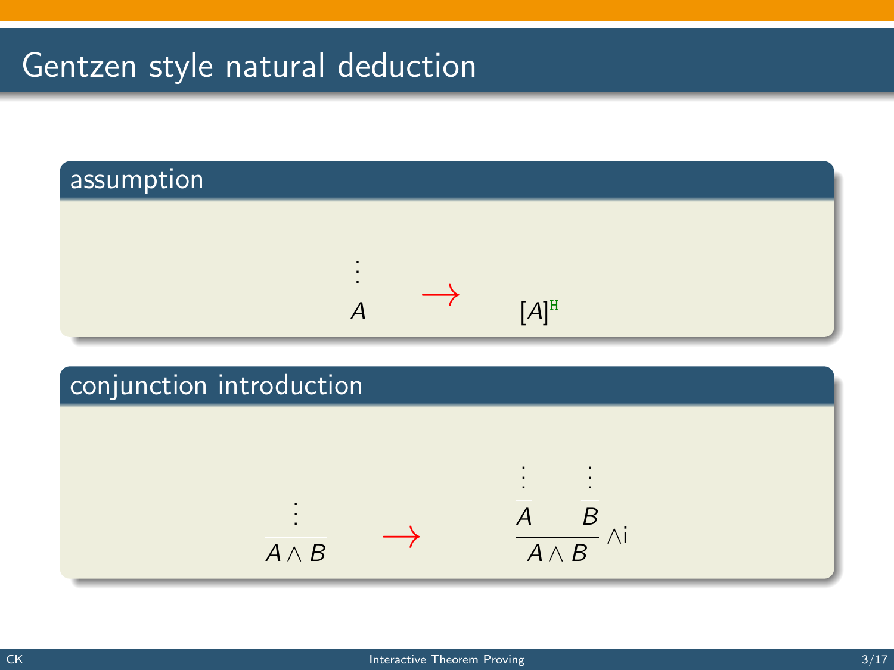# Gentzen style natural deduction

## assumption

$$\frac{\vdots}{A} \quad \longrightarrow \quad [A]^{\mathtt{H}}$$

## conjunction introduction

$$\frac{\vdots}{A \wedge B} \quad \longrightarrow \quad \dfrac{\dfrac{\vdots}{A} \qquad \dfrac{\vdots}{B}}{A \wedge B}\ \wedge\mathrm{i}$$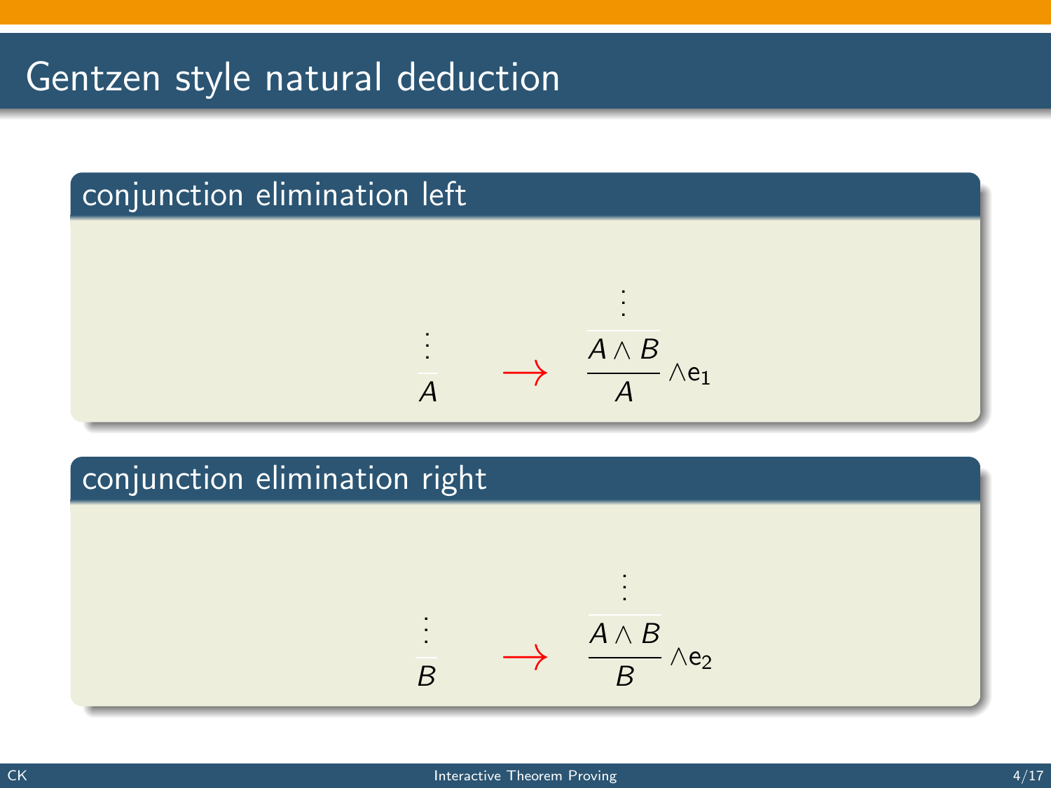# Gentzen style natural deduction

## conjunction elimination left

$$\frac{\vdots}{A} \quad \textcolor{red}{\longrightarrow} \quad \cfrac{\frac{\vdots}{A \wedge B}}{A}\ \wedge\mathsf{e}_1$$

## conjunction elimination right

$$\frac{\vdots}{B} \quad \textcolor{red}{\longrightarrow} \quad \cfrac{\frac{\vdots}{A \wedge B}}{B}\ \wedge\mathsf{e}_2$$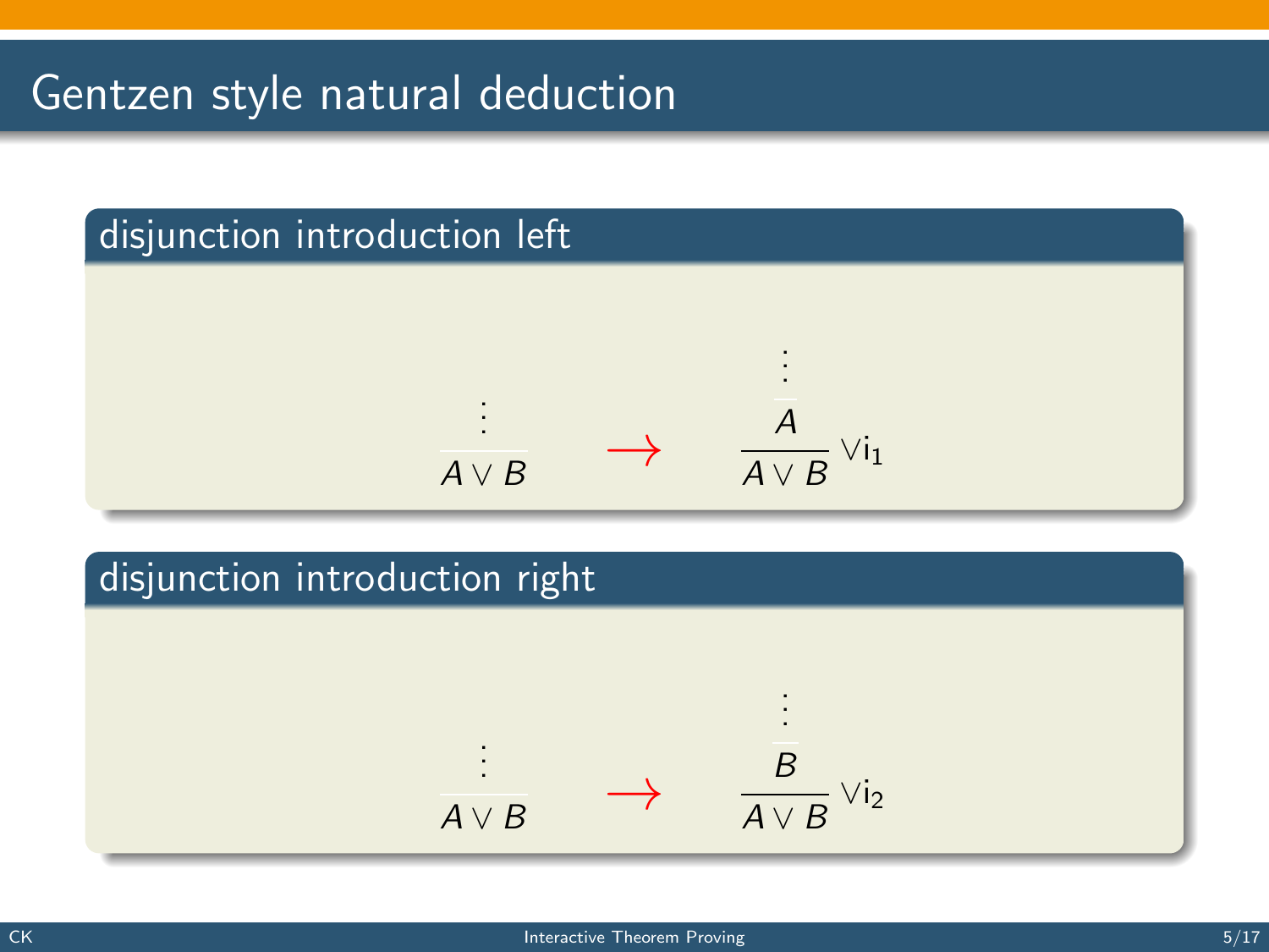# Gentzen style natural deduction

## disjunction introduction left

$$\frac{\vdots}{A \vee B} \quad \rightarrow \quad \dfrac{\dfrac{\vdots}{A}}{A \vee B}\,\vee\mathrm{i}_1$$

## disjunction introduction right

$$\frac{\vdots}{A \vee B} \quad \rightarrow \quad \dfrac{\dfrac{\vdots}{B}}{A \vee B}\,\vee\mathrm{i}_2$$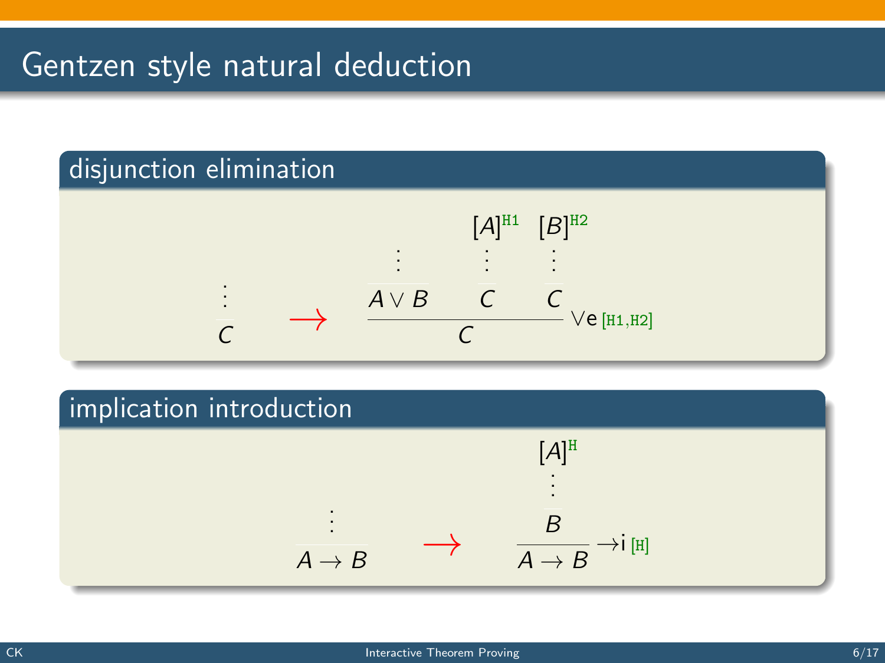# Gentzen style natural deduction

## disjunction elimination

$$
\dfrac{\vdots}{C} \quad \color{red}{\longrightarrow} \quad \dfrac{\dfrac{\vdots}{A \vee B} \qquad \dfrac{\begin{matrix}[A]^{\texttt{H1}} \\ \vdots\end{matrix}}{C} \qquad \dfrac{\begin{matrix}[B]^{\texttt{H2}} \\ \vdots\end{matrix}}{C}}{C} \vee\mathsf{e}\ [\texttt{H1},\texttt{H2}]
$$

## implication introduction

$$
\dfrac{\vdots}{A \rightarrow B} \quad \color{red}{\longrightarrow} \quad \dfrac{\dfrac{\begin{matrix}[A]^{\texttt{H}} \\ \vdots\end{matrix}}{B}}{A \rightarrow B} \rightarrow\mathsf{i}\ [\texttt{H}]
$$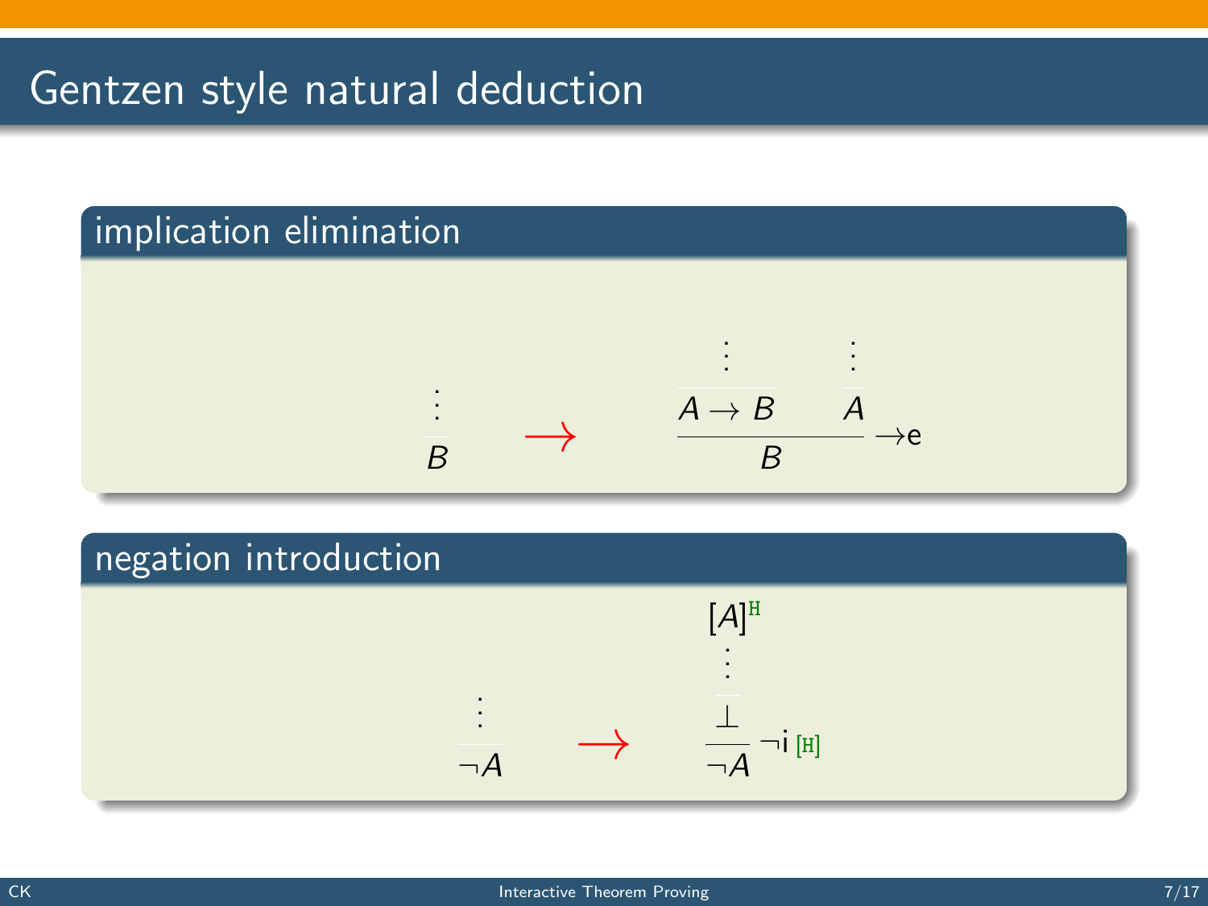# Gentzen style natural deduction

## implication elimination

$$\begin{array}{c} \vdots \\ \hline B \end{array} \quad \color{red}{\longrightarrow} \quad \dfrac{\begin{array}{c}\vdots \\ \hline A \to B\end{array} \qquad \begin{array}{c}\vdots \\ \hline A\end{array}}{B} \to\!\mathsf{e}$$

## negation introduction

$$\begin{array}{c} \vdots \\ \hline \neg A \end{array} \quad \color{red}{\longrightarrow} \quad \dfrac{\begin{array}{c}[A]^{\mathtt{H}} \\ \vdots \\ \hline \bot\end{array}}{\neg A} \neg\mathsf{i}\ [\mathtt{H}]$$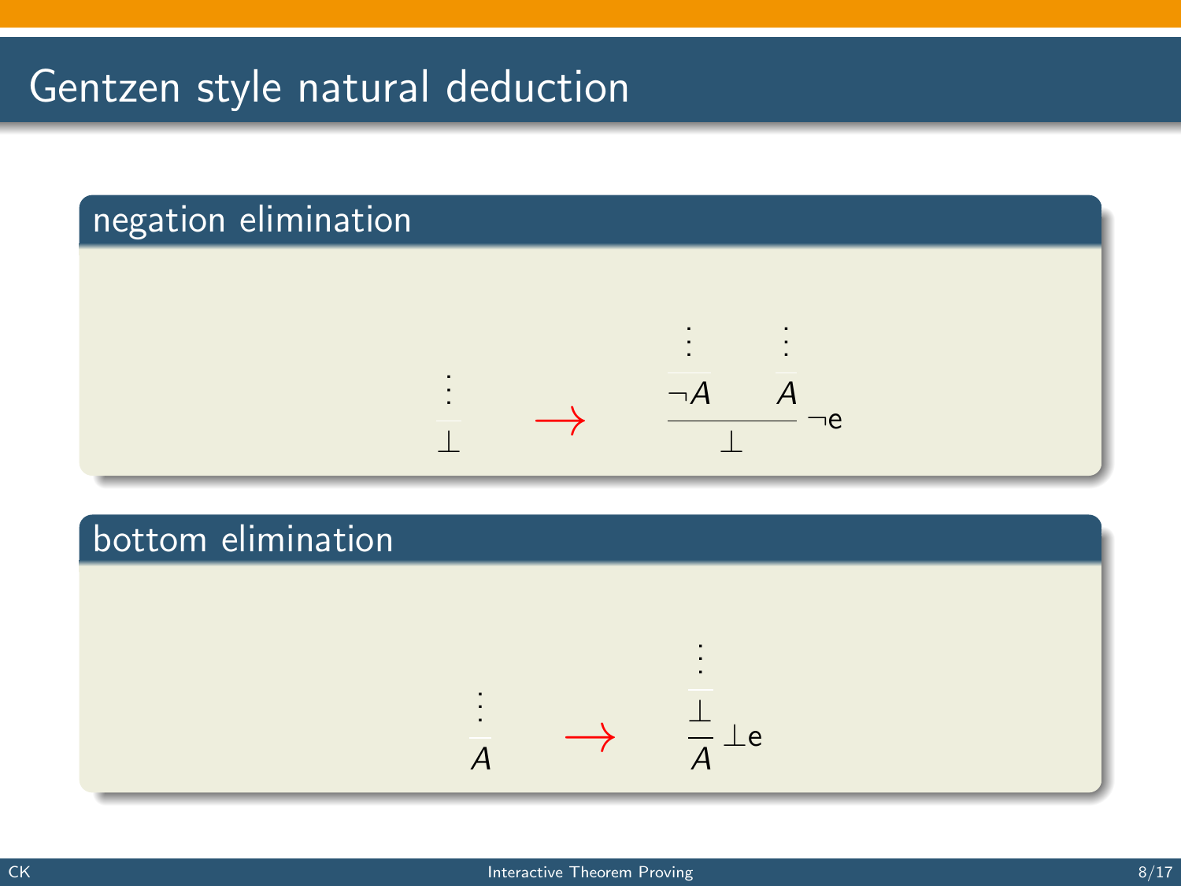# Gentzen style natural deduction

## negation elimination

$$\dfrac{\vdots}{\bot} \quad \color{red}{\longrightarrow} \quad \dfrac{\dfrac{\vdots}{\neg A} \qquad \dfrac{\vdots}{A}}{\bot}\ \neg\mathrm{e}$$

## bottom elimination

$$\dfrac{\vdots}{A} \quad \color{red}{\longrightarrow} \quad \dfrac{\dfrac{\vdots}{\bot}}{A}\ \bot\mathrm{e}$$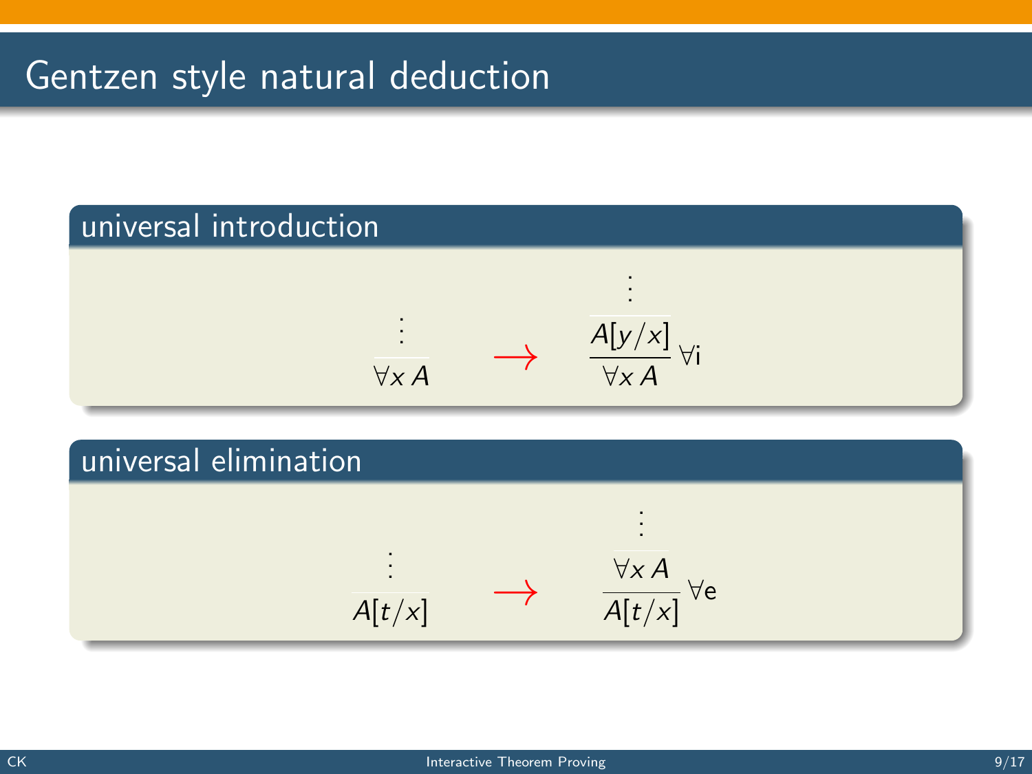# Gentzen style natural deduction

## universal introduction

$$\dfrac{\vdots}{\forall x\, A} \quad \textcolor{red}{\longrightarrow} \quad \dfrac{\dfrac{\vdots}{A[y/x]}}{\forall x\, A}\,\forall\mathsf{i}$$

## universal elimination

$$\dfrac{\vdots}{A[t/x]} \quad \textcolor{red}{\longrightarrow} \quad \dfrac{\dfrac{\vdots}{\forall x\, A}}{A[t/x]}\,\forall\mathsf{e}$$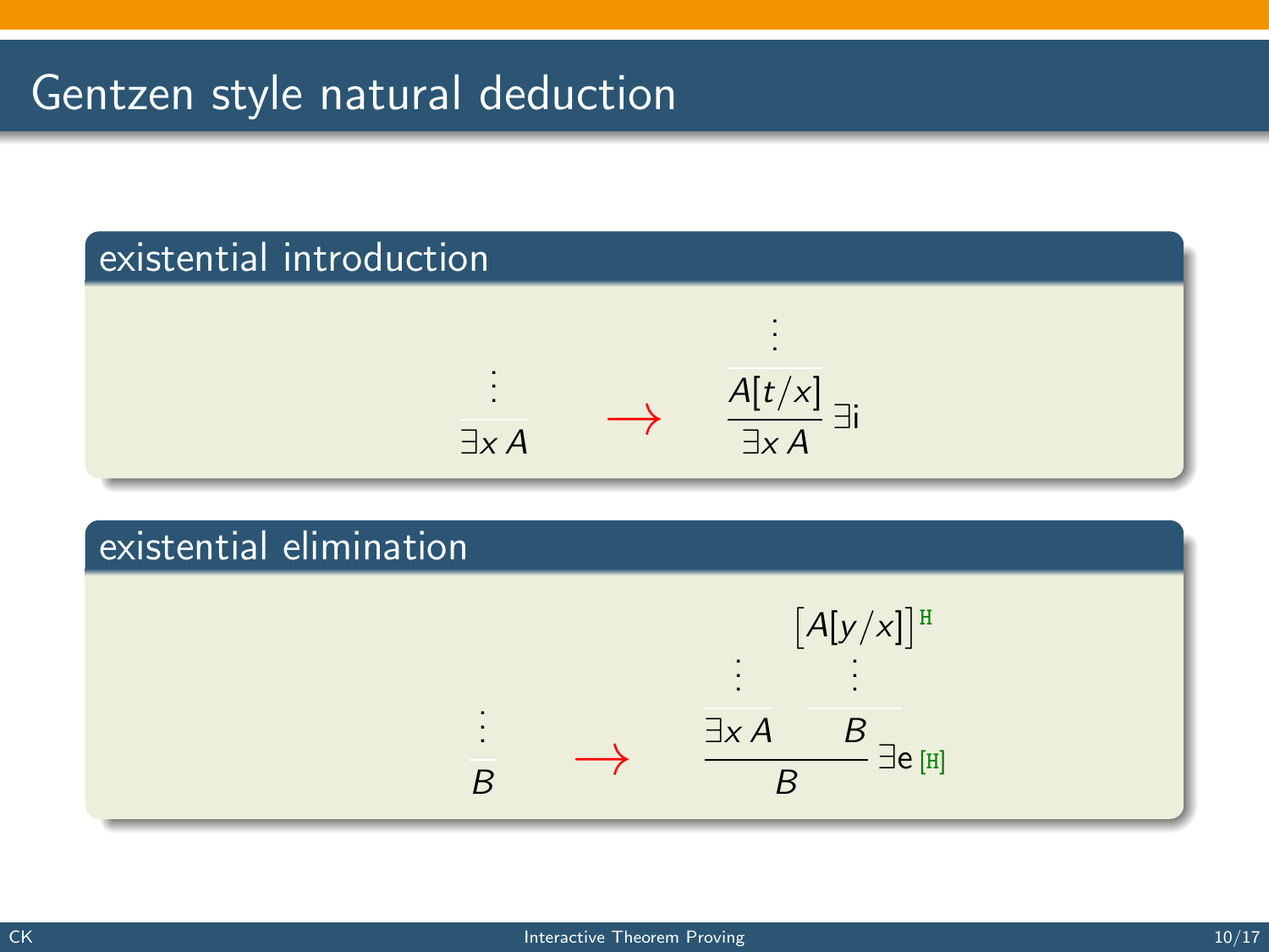# Gentzen style natural deduction

## existential introduction

$$
\frac{\vdots}{\exists x\, A} \quad \longrightarrow \quad \cfrac{\cfrac{\vdots}{A[t/x]}}{\exists x\, A}\;\exists\mathsf{i}
$$

## existential elimination

$$
\frac{\vdots}{B} \quad \longrightarrow \quad \cfrac{\cfrac{\vdots}{\exists x\, A} \qquad \cfrac{\begin{matrix}\left[A[y/x]\right]^{\mathtt{H}} \\ \vdots\end{matrix}}{B}}{B}\;\exists\mathsf{e}\;[\mathtt{H}]
$$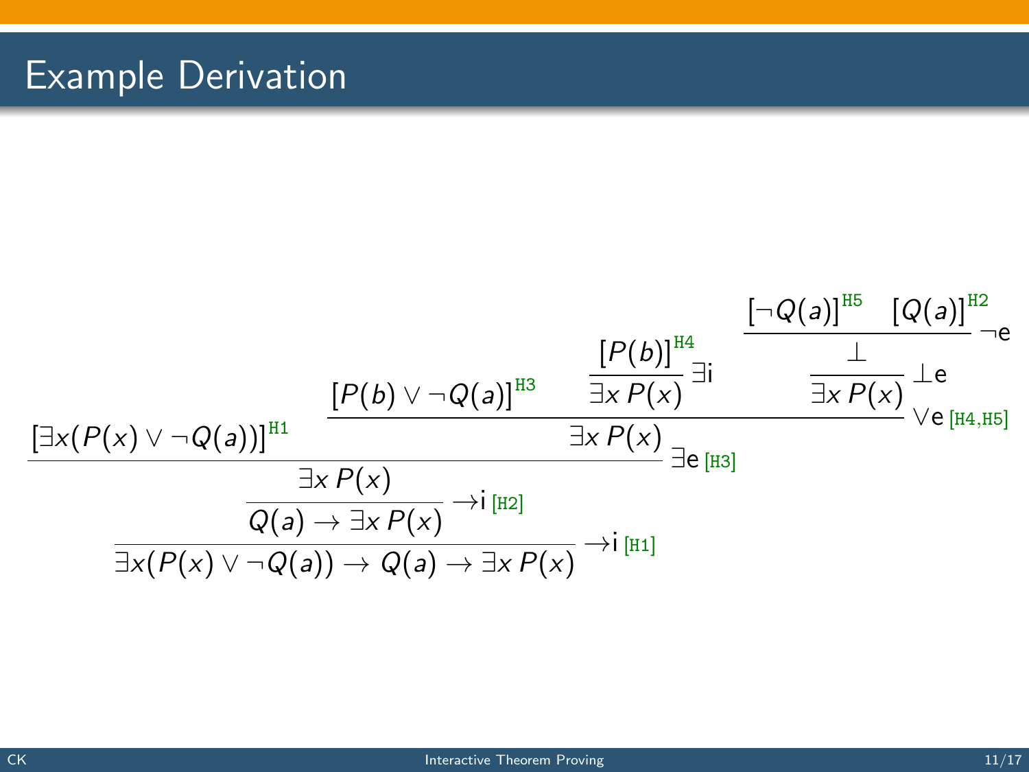# Example Derivation

$$
\dfrac{[\exists x(P(x) \lor \neg Q(a))]^{\text{H1}} \quad \dfrac{[P(b) \lor \neg Q(a)]^{\text{H3}} \quad \dfrac{[P(b)]^{\text{H4}}}{\exists x\, P(x)}\,\exists\text{i} \quad \dfrac{\dfrac{[\neg Q(a)]^{\text{H5}} \quad [Q(a)]^{\text{H2}}}{\bot}\,\neg\text{e}}{\exists x\, P(x)}\,\bot\text{e}}{\exists x\, P(x)}\,\lor\text{e}\,[\text{H4,H5}]}{\dfrac{\dfrac{\exists x\, P(x)}{Q(a) \to \exists x\, P(x)}\,\to\text{i}\,[\text{H2}]}{\exists x(P(x) \lor \neg Q(a)) \to Q(a) \to \exists x\, P(x)}\,\to\text{i}\,[\text{H1}]}\,\exists\text{e}\,[\text{H3}]
$$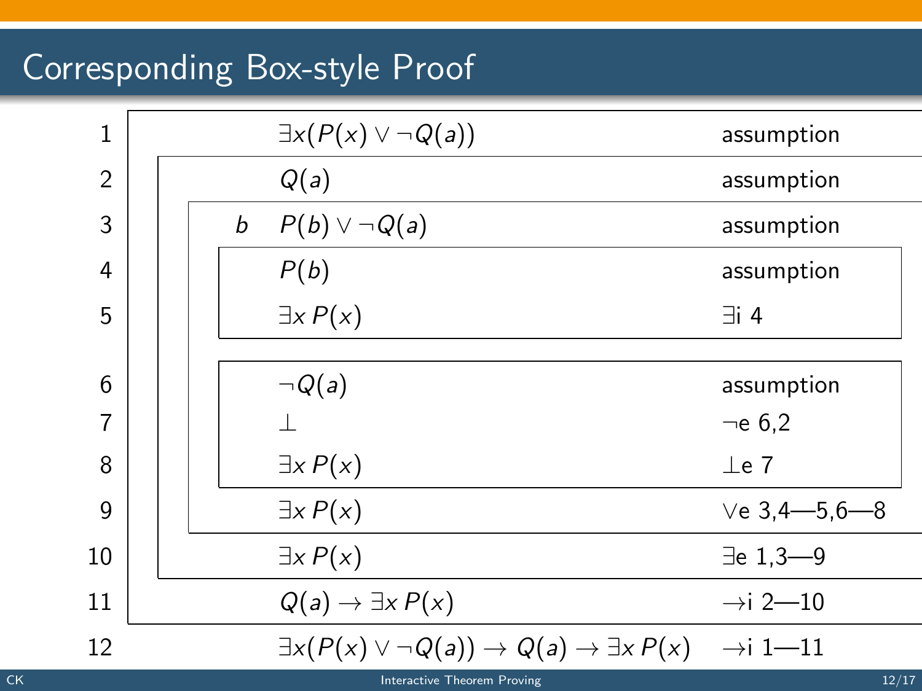# Corresponding Box-style Proof

| | | | |
|---|---|---|---|
| 1 | | $\exists x(P(x) \vee \neg Q(a))$ | assumption |
| 2 | | $Q(a)$ | assumption |
| 3 | $b$ | $P(b) \vee \neg Q(a)$ | assumption |
| 4 | | $P(b)$ | assumption |
| 5 | | $\exists x\, P(x)$ | $\exists$i 4 |
| 6 | | $\neg Q(a)$ | assumption |
| 7 | | $\bot$ | $\neg$e 6,2 |
| 8 | | $\exists x\, P(x)$ | $\bot$e 7 |
| 9 | | $\exists x\, P(x)$ | $\vee$e 3,4—5,6—8 |
| 10 | | $\exists x\, P(x)$ | $\exists$e 1,3—9 |
| 11 | | $Q(a) \to \exists x\, P(x)$ | $\to$i 2—10 |
| 12 | | $\exists x(P(x) \vee \neg Q(a)) \to Q(a) \to \exists x\, P(x)$ | $\to$i 1—11 |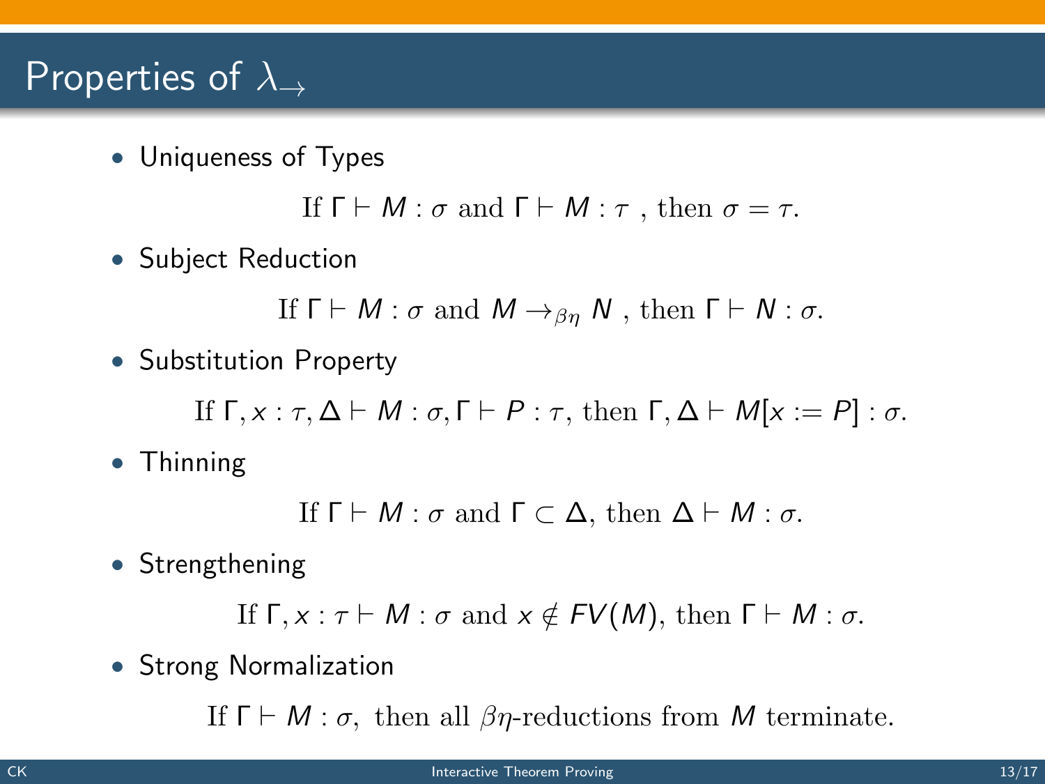# Properties of $\lambda_{\rightarrow}$

- Uniqueness of Types

$$\text{If } \Gamma \vdash M : \sigma \text{ and } \Gamma \vdash M : \tau \text{ , then } \sigma = \tau.$$

- Subject Reduction

$$\text{If } \Gamma \vdash M : \sigma \text{ and } M \rightarrow_{\beta\eta} N \text{ , then } \Gamma \vdash N : \sigma.$$

- Substitution Property

$$\text{If } \Gamma, x : \tau, \Delta \vdash M : \sigma, \Gamma \vdash P : \tau, \text{ then } \Gamma, \Delta \vdash M[x := P] : \sigma.$$

- Thinning

$$\text{If } \Gamma \vdash M : \sigma \text{ and } \Gamma \subset \Delta, \text{ then } \Delta \vdash M : \sigma.$$

- Strengthening

$$\text{If } \Gamma, x : \tau \vdash M : \sigma \text{ and } x \notin FV(M), \text{ then } \Gamma \vdash M : \sigma.$$

- Strong Normalization

$$\text{If } \Gamma \vdash M : \sigma, \text{ then all } \beta\eta\text{-reductions from } M \text{ terminate.}$$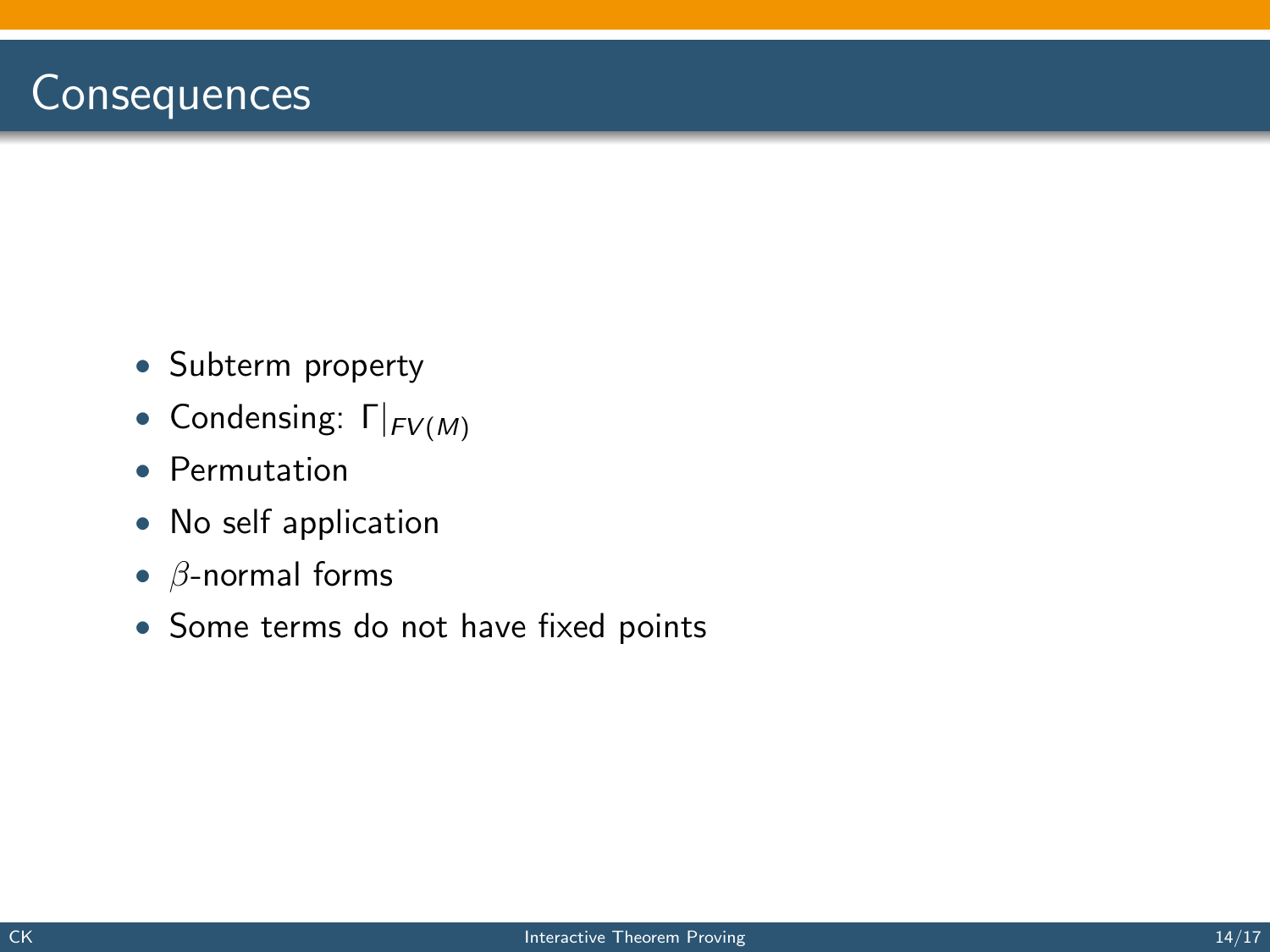# Consequences

- Subterm property
- Condensing: $\Gamma|_{FV(M)}$
- Permutation
- No self application
- $\beta$-normal forms
- Some terms do not have fixed points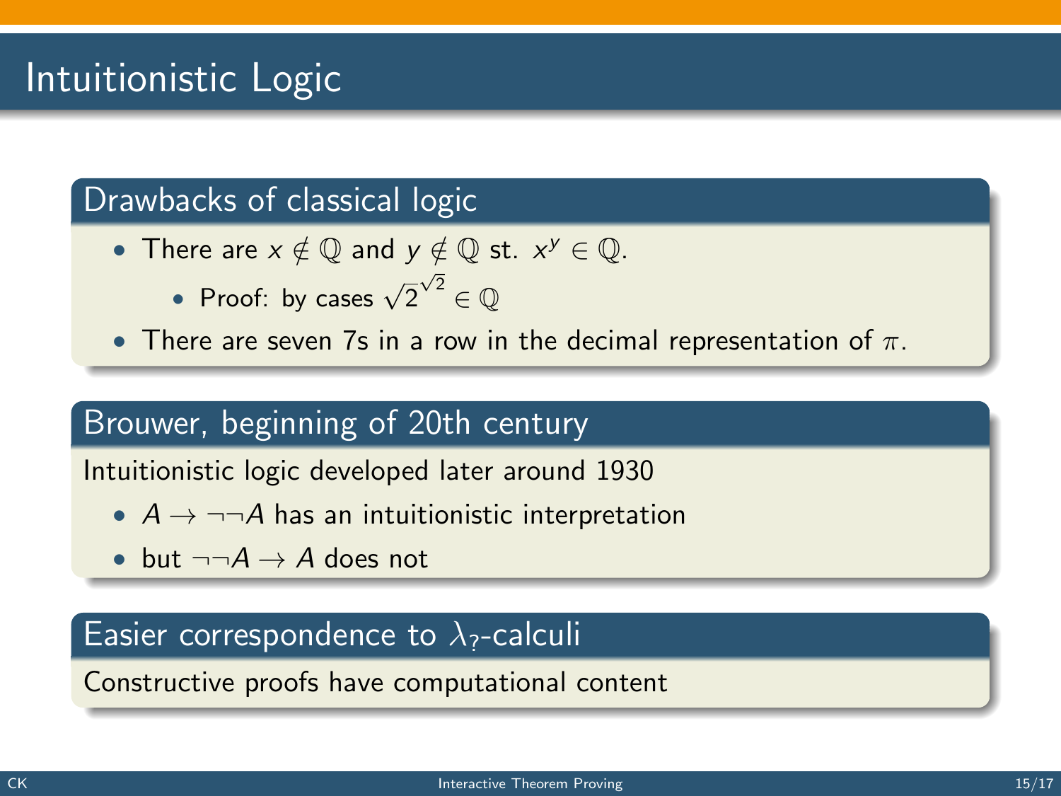# Intuitionistic Logic

## Drawbacks of classical logic

- There are $x \notin \mathbb{Q}$ and $y \notin \mathbb{Q}$ st. $x^y \in \mathbb{Q}$.
  - Proof: by cases $\sqrt{2}^{\sqrt{2}} \in \mathbb{Q}$
- There are seven 7s in a row in the decimal representation of $\pi$.

## Brouwer, beginning of 20th century

Intuitionistic logic developed later around 1930

- $A \to \neg\neg A$ has an intuitionistic interpretation
- but $\neg\neg A \to A$ does not

## Easier correspondence to $\lambda_?$-calculi

Constructive proofs have computational content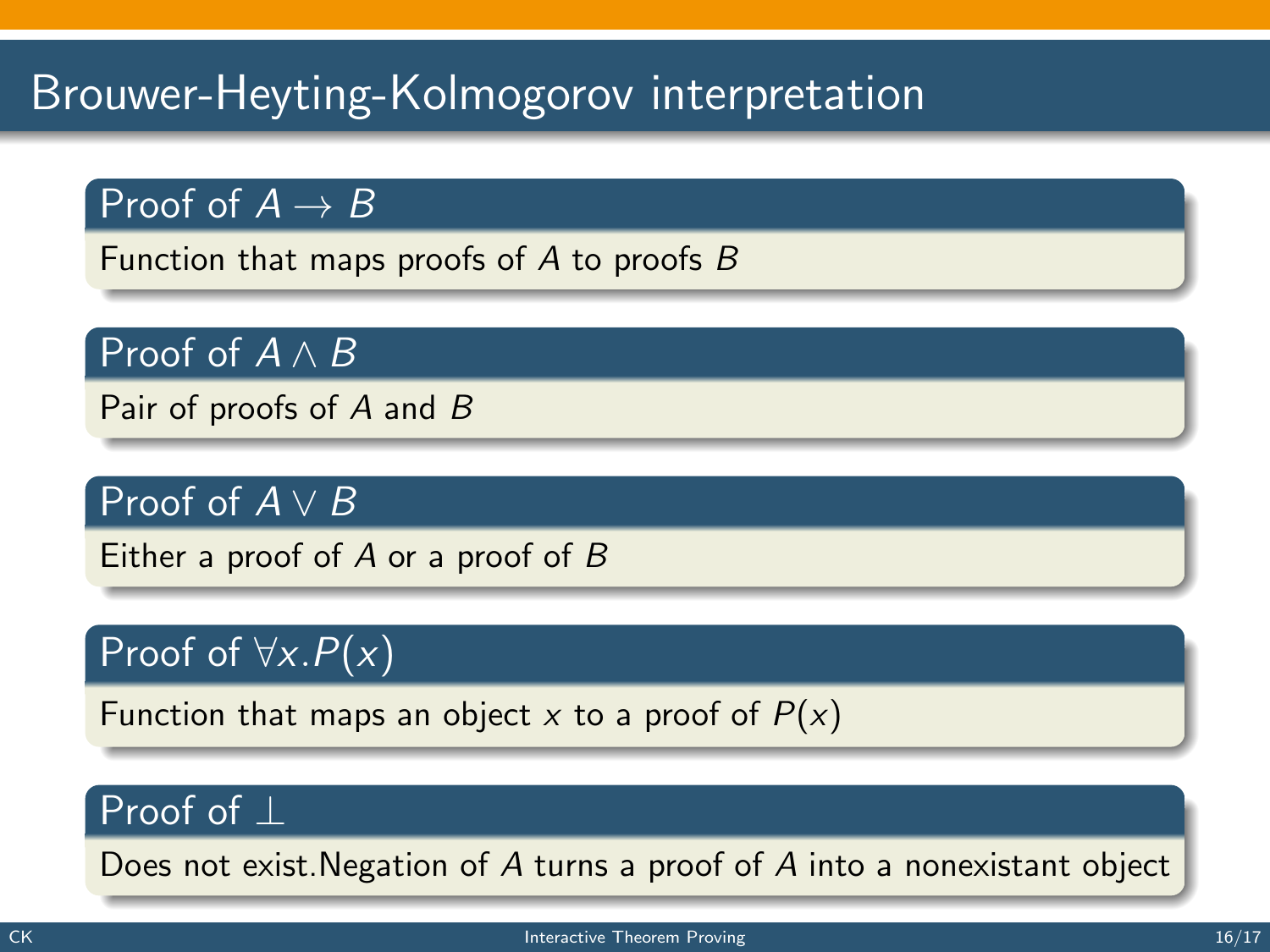# Brouwer-Heyting-Kolmogorov interpretation

### Proof of $A \to B$

Function that maps proofs of $A$ to proofs $B$

### Proof of $A \wedge B$

Pair of proofs of $A$ and $B$

### Proof of $A \vee B$

Either a proof of $A$ or a proof of $B$

### Proof of $\forall x.P(x)$

Function that maps an object $x$ to a proof of $P(x)$

### Proof of $\bot$

Does not exist.Negation of $A$ turns a proof of $A$ into a nonexistant object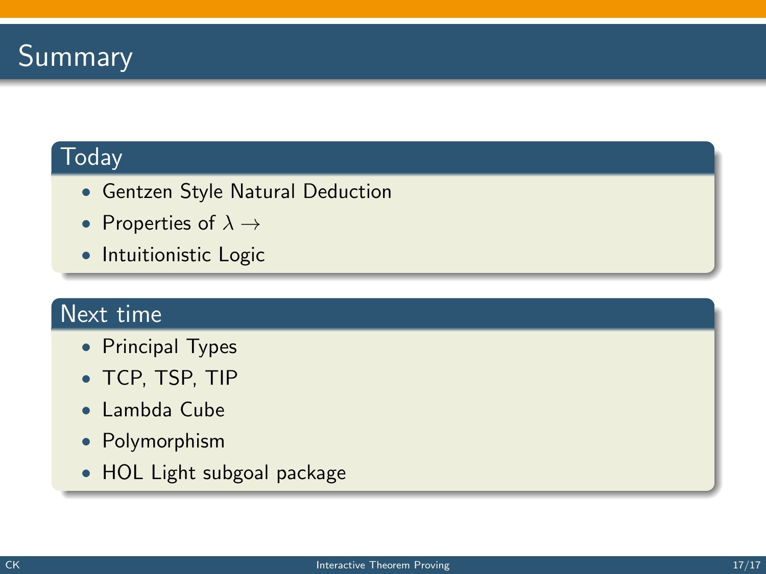# Summary

## Today

- Gentzen Style Natural Deduction
- Properties of $\lambda \rightarrow$
- Intuitionistic Logic

## Next time

- Principal Types
- TCP, TSP, TIP
- Lambda Cube
- Polymorphism
- HOL Light subgoal package